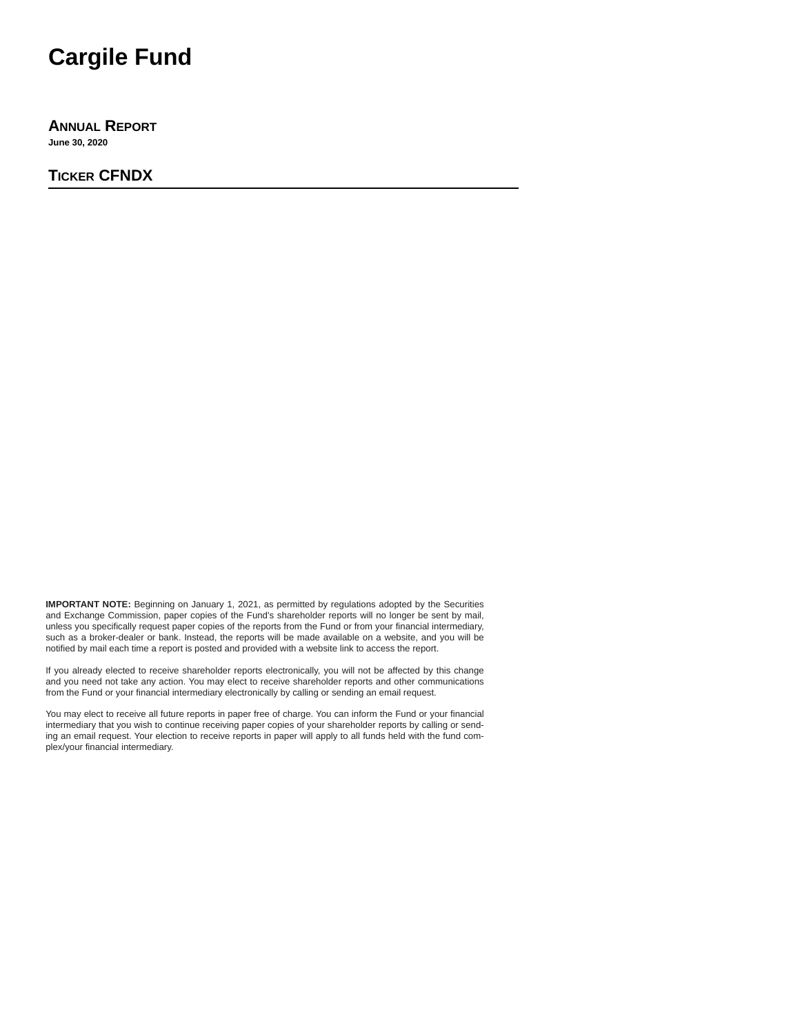# Cargile Fund

## Annual Report

**June 30, 2020**

## Ticker CFNDX

**IMPORTANT NOTE:** Beginning on January 1, 2021, as permitted by regulations adopted by the Securities and Exchange Commission, paper copies of the Fund's shareholder reports will no longer be sent by mail, unless you specifically request paper copies of the reports from the Fund or from your financial intermediary, such as a broker-dealer or bank. Instead, the reports will be made available on a website, and you will be notified by mail each time a report is posted and provided with a website link to access the report.

If you already elected to receive shareholder reports electronically, you will not be affected by this change and you need not take any action. You may elect to receive shareholder reports and other communications from the Fund or your financial intermediary electronically by calling or sending an email request.

You may elect to receive all future reports in paper free of charge. You can inform the Fund or your financial intermediary that you wish to continue receiving paper copies of your shareholder reports by calling or sending an email request. Your election to receive reports in paper will apply to all funds held with the fund complex/your financial intermediary.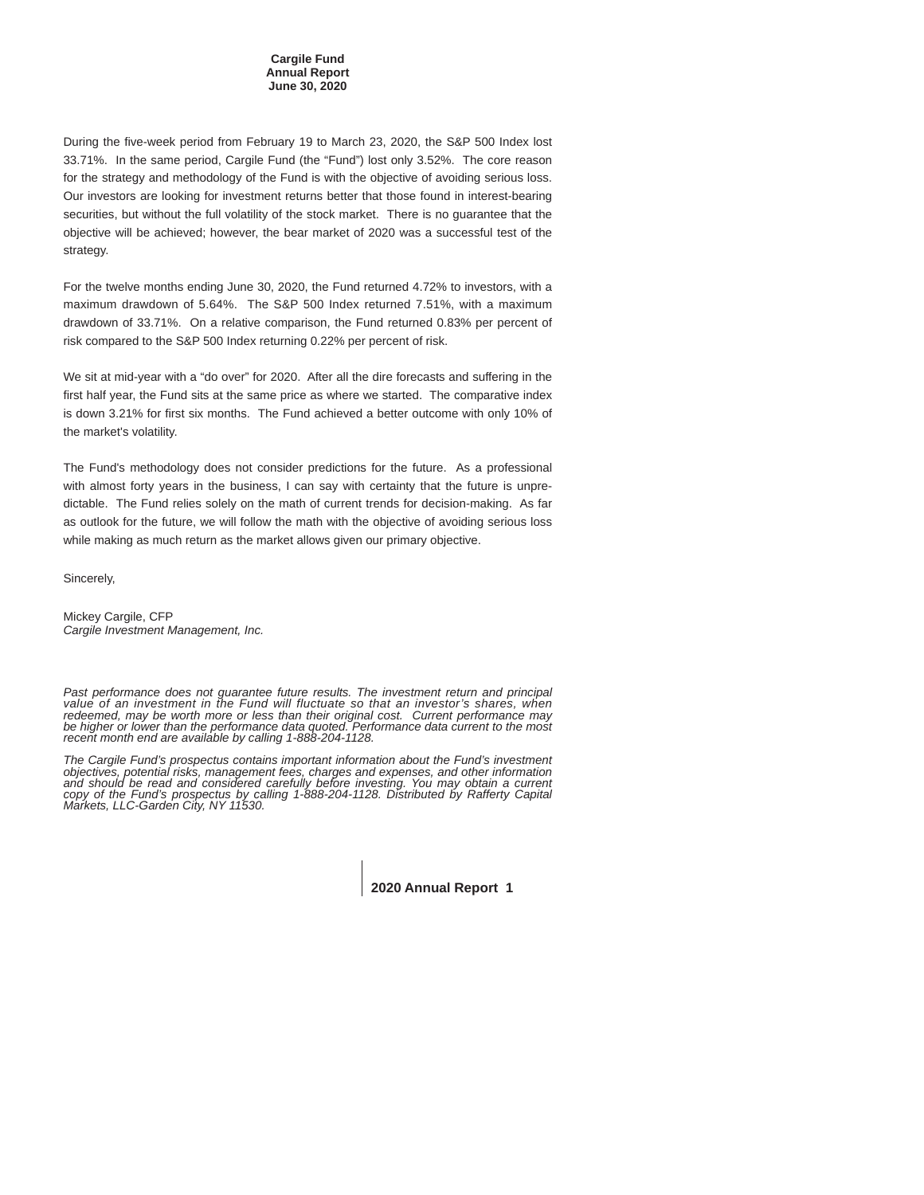**Cargile Fund**
**Annual Report**
**June 30, 2020**

During the five-week period from February 19 to March 23, 2020, the S&P 500 Index lost 33.71%. In the same period, Cargile Fund (the "Fund") lost only 3.52%. The core reason for the strategy and methodology of the Fund is with the objective of avoiding serious loss. Our investors are looking for investment returns better that those found in interest-bearing securities, but without the full volatility of the stock market. There is no guarantee that the objective will be achieved; however, the bear market of 2020 was a successful test of the strategy.

For the twelve months ending June 30, 2020, the Fund returned 4.72% to investors, with a maximum drawdown of 5.64%. The S&P 500 Index returned 7.51%, with a maximum drawdown of 33.71%. On a relative comparison, the Fund returned 0.83% per percent of risk compared to the S&P 500 Index returning 0.22% per percent of risk.

We sit at mid-year with a "do over" for 2020. After all the dire forecasts and suffering in the first half year, the Fund sits at the same price as where we started. The comparative index is down 3.21% for first six months. The Fund achieved a better outcome with only 10% of the market's volatility.

The Fund's methodology does not consider predictions for the future. As a professional with almost forty years in the business, I can say with certainty that the future is unpredictable. The Fund relies solely on the math of current trends for decision-making. As far as outlook for the future, we will follow the math with the objective of avoiding serious loss while making as much return as the market allows given our primary objective.

Sincerely,

Mickey Cargile, CFP
*Cargile Investment Management, Inc.*

*Past performance does not guarantee future results. The investment return and principal value of an investment in the Fund will fluctuate so that an investor's shares, when redeemed, may be worth more or less than their original cost. Current performance may be higher or lower than the performance data quoted. Performance data current to the most recent month end are available by calling 1-888-204-1128.*

*The Cargile Fund's prospectus contains important information about the Fund's investment objectives, potential risks, management fees, charges and expenses, and other information and should be read and considered carefully before investing. You may obtain a current copy of the Fund's prospectus by calling 1-888-204-1128. Distributed by Rafferty Capital Markets, LLC-Garden City, NY 11530.*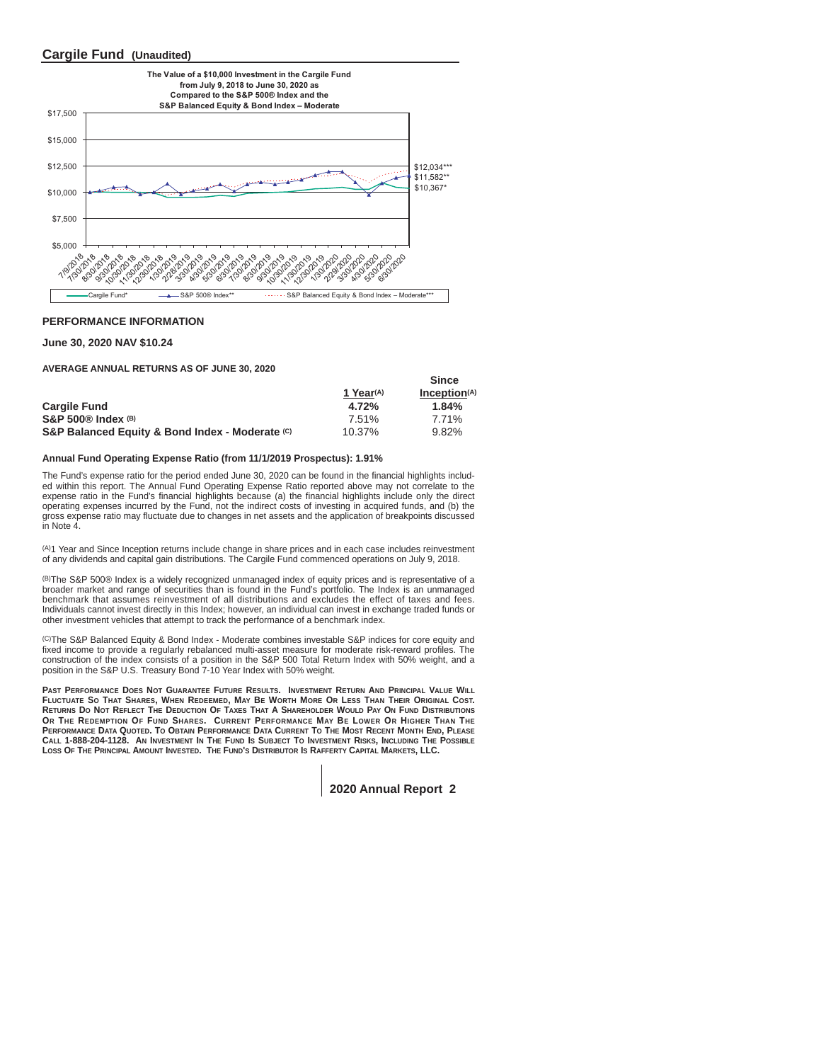## Cargile Fund (Unaudited)

**The Value of a $10,000 Investment in the Cargile Fund from July 9, 2018 to June 30, 2020 as Compared to the S&P 500® Index and the S&P Balanced Equity & Bond Index – Moderate**

$12,034***
$11,582**
$10,367*

Cargile Fund* — S&P 500® Index** — S&P Balanced Equity & Bond Index – Moderate***

### PERFORMANCE INFORMATION

**June 30, 2020 NAV $10.24**

**AVERAGE ANNUAL RETURNS AS OF JUNE 30, 2020**

| | 1 Year(A) | Since Inception(A) |
|---|---|---|
| **Cargile Fund** | **4.72%** | **1.84%** |
| **S&P 500® Index (B)** | 7.51% | 7.71% |
| **S&P Balanced Equity & Bond Index - Moderate (C)** | 10.37% | 9.82% |

**Annual Fund Operating Expense Ratio (from 11/1/2019 Prospectus): 1.91%**

The Fund's expense ratio for the period ended June 30, 2020 can be found in the financial highlights included within this report. The Annual Fund Operating Expense Ratio reported above may not correlate to the expense ratio in the Fund's financial highlights because (a) the financial highlights include only the direct operating expenses incurred by the Fund, not the indirect costs of investing in acquired funds, and (b) the gross expense ratio may fluctuate due to changes in net assets and the application of breakpoints discussed in Note 4.

(A)1 Year and Since Inception returns include change in share prices and in each case includes reinvestment of any dividends and capital gain distributions. The Cargile Fund commenced operations on July 9, 2018.

(B)The S&P 500® Index is a widely recognized unmanaged index of equity prices and is representative of a broader market and range of securities than is found in the Fund's portfolio. The Index is an unmanaged benchmark that assumes reinvestment of all distributions and excludes the effect of taxes and fees. Individuals cannot invest directly in this Index; however, an individual can invest in exchange traded funds or other investment vehicles that attempt to track the performance of a benchmark index.

(C)The S&P Balanced Equity & Bond Index - Moderate combines investable S&P indices for core equity and fixed income to provide a regularly rebalanced multi-asset measure for moderate risk-reward profiles. The construction of the index consists of a position in the S&P 500 Total Return Index with 50% weight, and a position in the S&P U.S. Treasury Bond 7-10 Year Index with 50% weight.

**PAST PERFORMANCE DOES NOT GUARANTEE FUTURE RESULTS. INVESTMENT RETURN AND PRINCIPAL VALUE WILL FLUCTUATE SO THAT SHARES, WHEN REDEEMED, MAY BE WORTH MORE OR LESS THAN THEIR ORIGINAL COST. RETURNS DO NOT REFLECT THE DEDUCTION OF TAXES THAT A SHAREHOLDER WOULD PAY ON FUND DISTRIBUTIONS OR THE REDEMPTION OF FUND SHARES. CURRENT PERFORMANCE MAY BE LOWER OR HIGHER THAN THE PERFORMANCE DATA QUOTED. TO OBTAIN PERFORMANCE DATA CURRENT TO THE MOST RECENT MONTH END, PLEASE CALL 1-888-204-1128. AN INVESTMENT IN THE FUND IS SUBJECT TO INVESTMENT RISKS, INCLUDING THE POSSIBLE LOSS OF THE PRINCIPAL AMOUNT INVESTED. THE FUND'S DISTRIBUTOR IS RAFFERTY CAPITAL MARKETS, LLC.**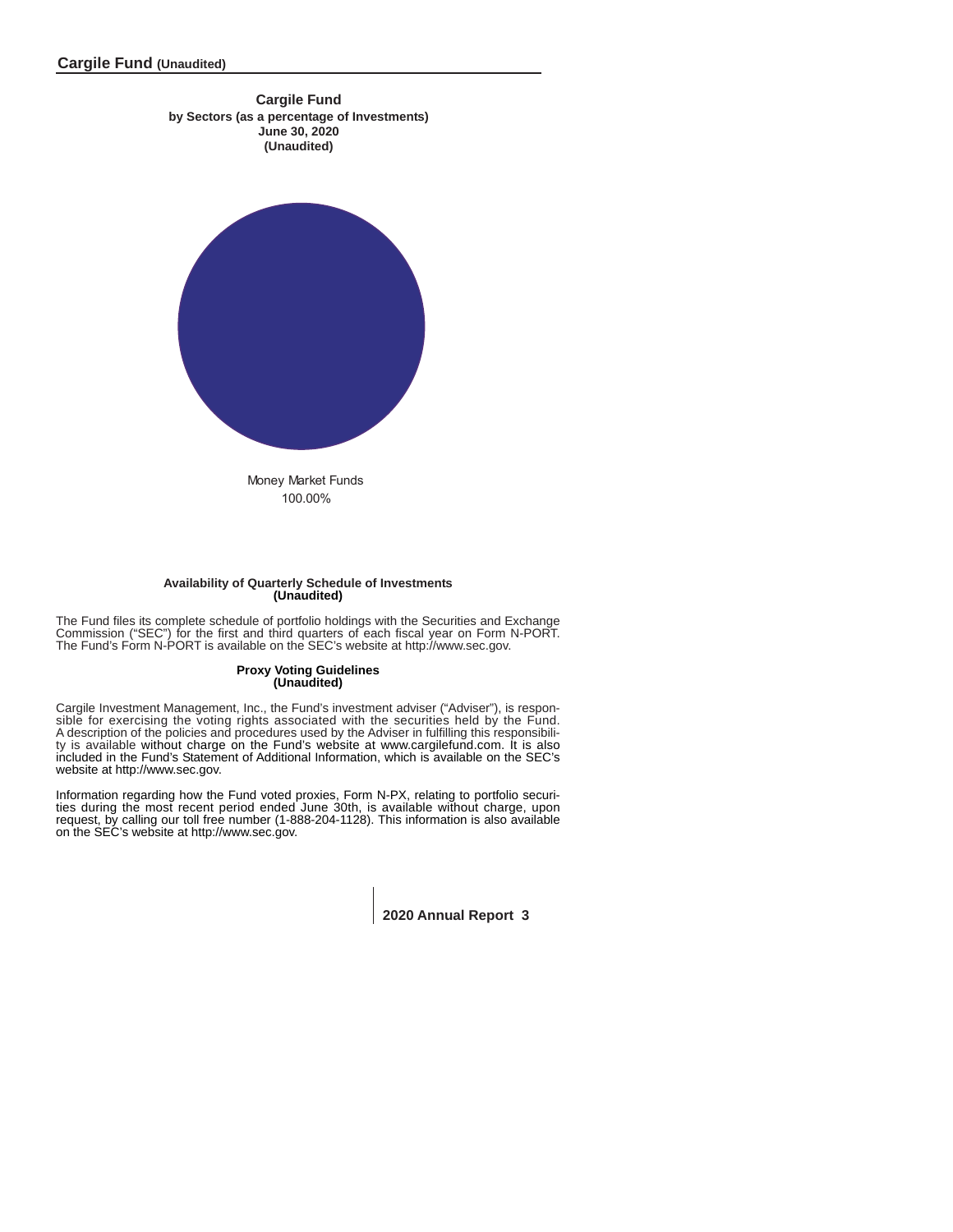**Cargile Fund**
**by Sectors (as a percentage of Investments)**
**June 30, 2020**
**(Unaudited)**

Money Market Funds
100.00%

### Availability of Quarterly Schedule of Investments (Unaudited)

The Fund files its complete schedule of portfolio holdings with the Securities and Exchange Commission ("SEC") for the first and third quarters of each fiscal year on Form N-PORT. The Fund's Form N-PORT is available on the SEC's website at http://www.sec.gov.

### Proxy Voting Guidelines (Unaudited)

Cargile Investment Management, Inc., the Fund's investment adviser ("Adviser"), is responsible for exercising the voting rights associated with the securities held by the Fund. A description of the policies and procedures used by the Adviser in fulfilling this responsibility is available without charge on the Fund's website at www.cargilefund.com. It is also included in the Fund's Statement of Additional Information, which is available on the SEC's website at http://www.sec.gov.

Information regarding how the Fund voted proxies, Form N-PX, relating to portfolio securities during the most recent period ended June 30th, is available without charge, upon request, by calling our toll free number (1-888-204-1128). This information is also available on the SEC's website at http://www.sec.gov.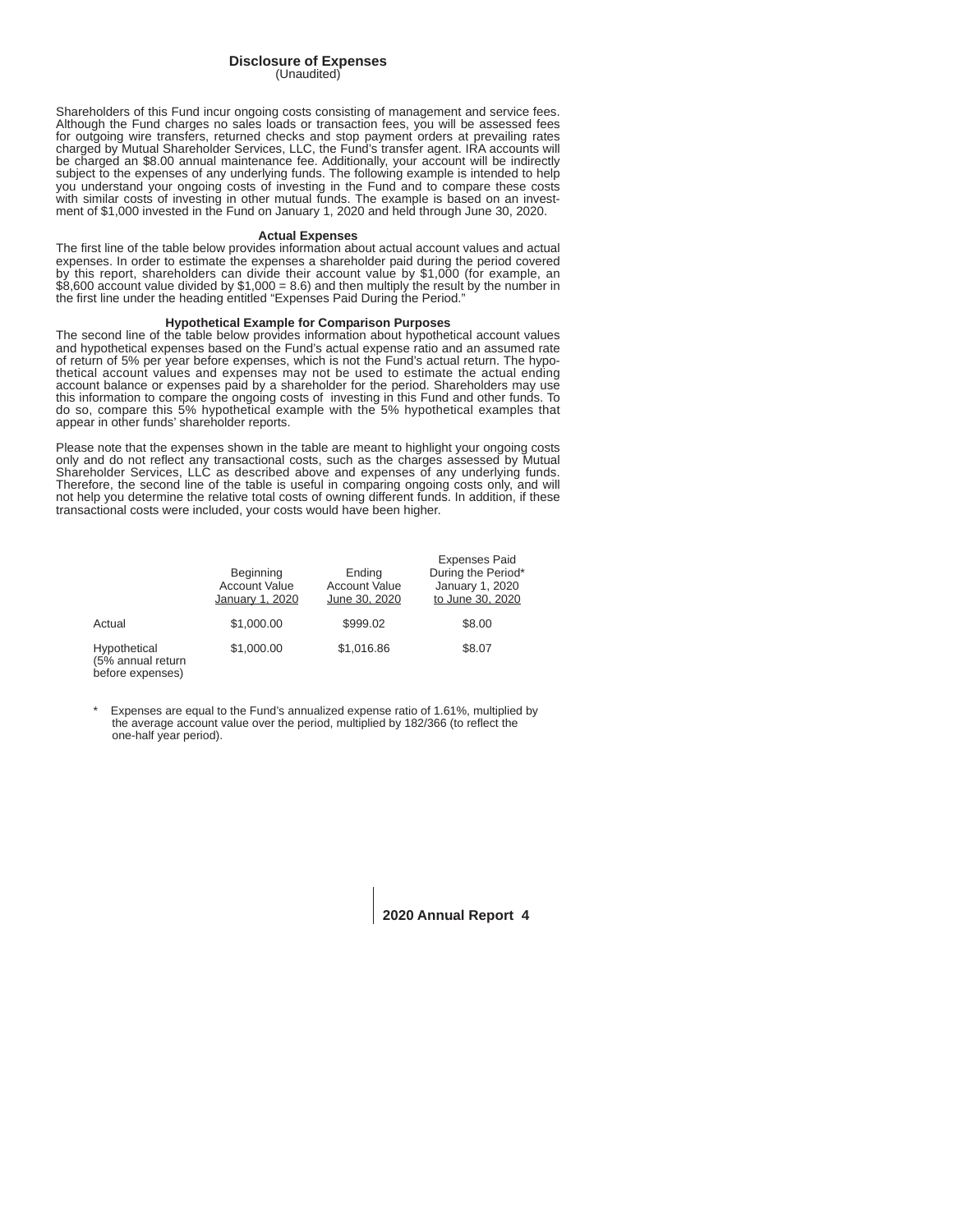## Disclosure of Expenses

(Unaudited)

Shareholders of this Fund incur ongoing costs consisting of management and service fees. Although the Fund charges no sales loads or transaction fees, you will be assessed fees for outgoing wire transfers, returned checks and stop payment orders at prevailing rates charged by Mutual Shareholder Services, LLC, the Fund's transfer agent. IRA accounts will be charged an $8.00 annual maintenance fee. Additionally, your account will be indirectly subject to the expenses of any underlying funds. The following example is intended to help you understand your ongoing costs of investing in the Fund and to compare these costs with similar costs of investing in other mutual funds. The example is based on an investment of $1,000 invested in the Fund on January 1, 2020 and held through June 30, 2020.

### Actual Expenses

The first line of the table below provides information about actual account values and actual expenses. In order to estimate the expenses a shareholder paid during the period covered by this report, shareholders can divide their account value by $1,000 (for example, an $8,600 account value divided by $1,000 = 8.6) and then multiply the result by the number in the first line under the heading entitled "Expenses Paid During the Period."

### Hypothetical Example for Comparison Purposes

The second line of the table below provides information about hypothetical account values and hypothetical expenses based on the Fund's actual expense ratio and an assumed rate of return of 5% per year before expenses, which is not the Fund's actual return. The hypothetical account values and expenses may not be used to estimate the actual ending account balance or expenses paid by a shareholder for the period. Shareholders may use this information to compare the ongoing costs of investing in this Fund and other funds. To do so, compare this 5% hypothetical example with the 5% hypothetical examples that appear in other funds' shareholder reports.

Please note that the expenses shown in the table are meant to highlight your ongoing costs only and do not reflect any transactional costs, such as the charges assessed by Mutual Shareholder Services, LLC as described above and expenses of any underlying funds. Therefore, the second line of the table is useful in comparing ongoing costs only, and will not help you determine the relative total costs of owning different funds. In addition, if these transactional costs were included, your costs would have been higher.

| | Beginning Account Value January 1, 2020 | Ending Account Value June 30, 2020 | Expenses Paid During the Period* January 1, 2020 to June 30, 2020 |
|---|---|---|---|
| Actual | $1,000.00 | $999.02 | $8.00 |
| Hypothetical (5% annual return before expenses) | $1,000.00 | $1,016.86 | $8.07 |

\* Expenses are equal to the Fund's annualized expense ratio of 1.61%, multiplied by the average account value over the period, multiplied by 182/366 (to reflect the one-half year period).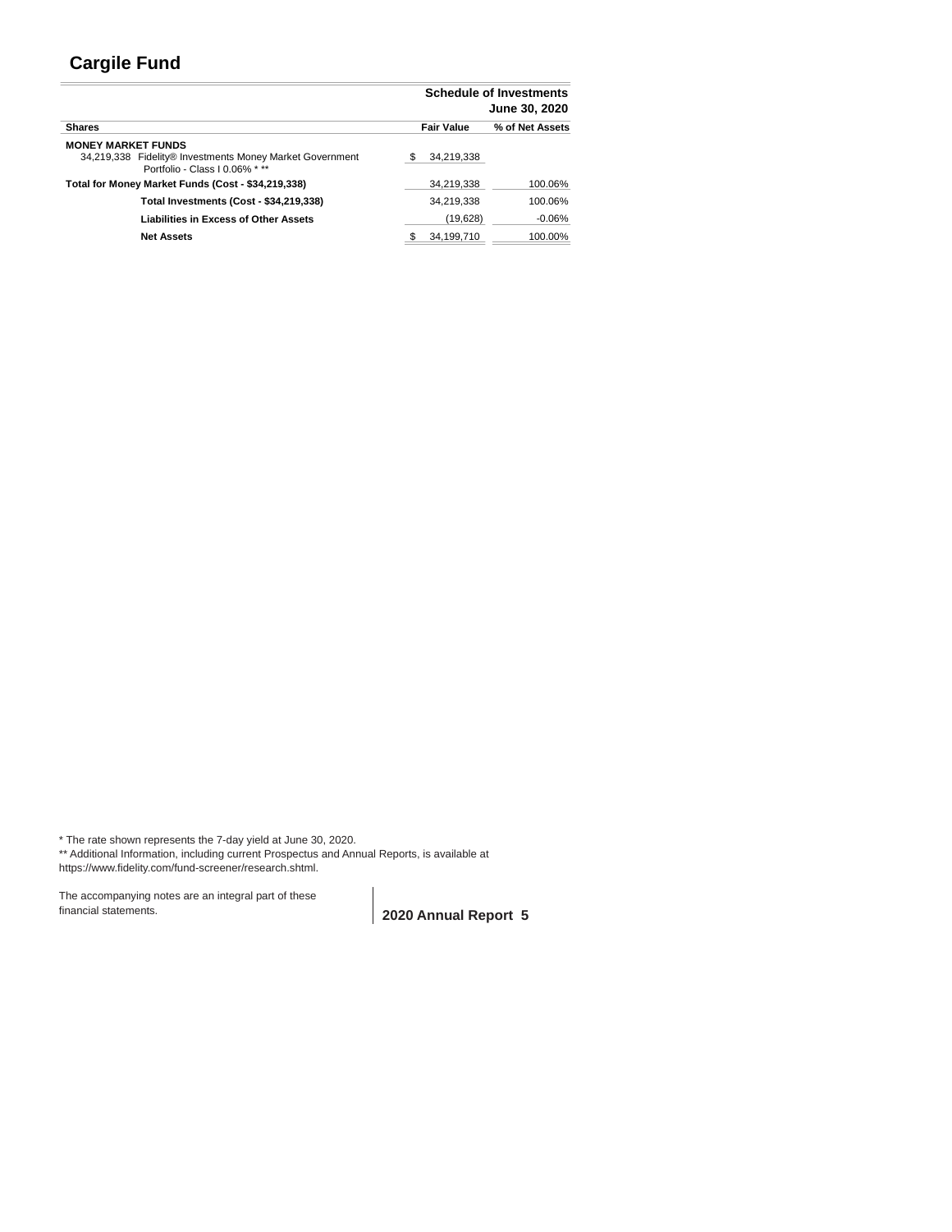# Cargile Fund

**Schedule of Investments**
**June 30, 2020**

| Shares | | Fair Value | % of Net Assets |
|---|---|---|---|
| **MONEY MARKET FUNDS** | | | |
| 34,219,338 | Fidelity® Investments Money Market Government Portfolio - Class I 0.06% * ** | $ 34,219,338 | |
| **Total for Money Market Funds (Cost - $34,219,338)** | | 34,219,338 | 100.06% |
| | **Total Investments (Cost - $34,219,338)** | 34,219,338 | 100.06% |
| | **Liabilities in Excess of Other Assets** | (19,628) | -0.06% |
| | **Net Assets** | $ 34,199,710 | 100.00% |

* The rate shown represents the 7-day yield at June 30, 2020.
** Additional Information, including current Prospectus and Annual Reports, is available at https://www.fidelity.com/fund-screener/research.shtml.

The accompanying notes are an integral part of these financial statements.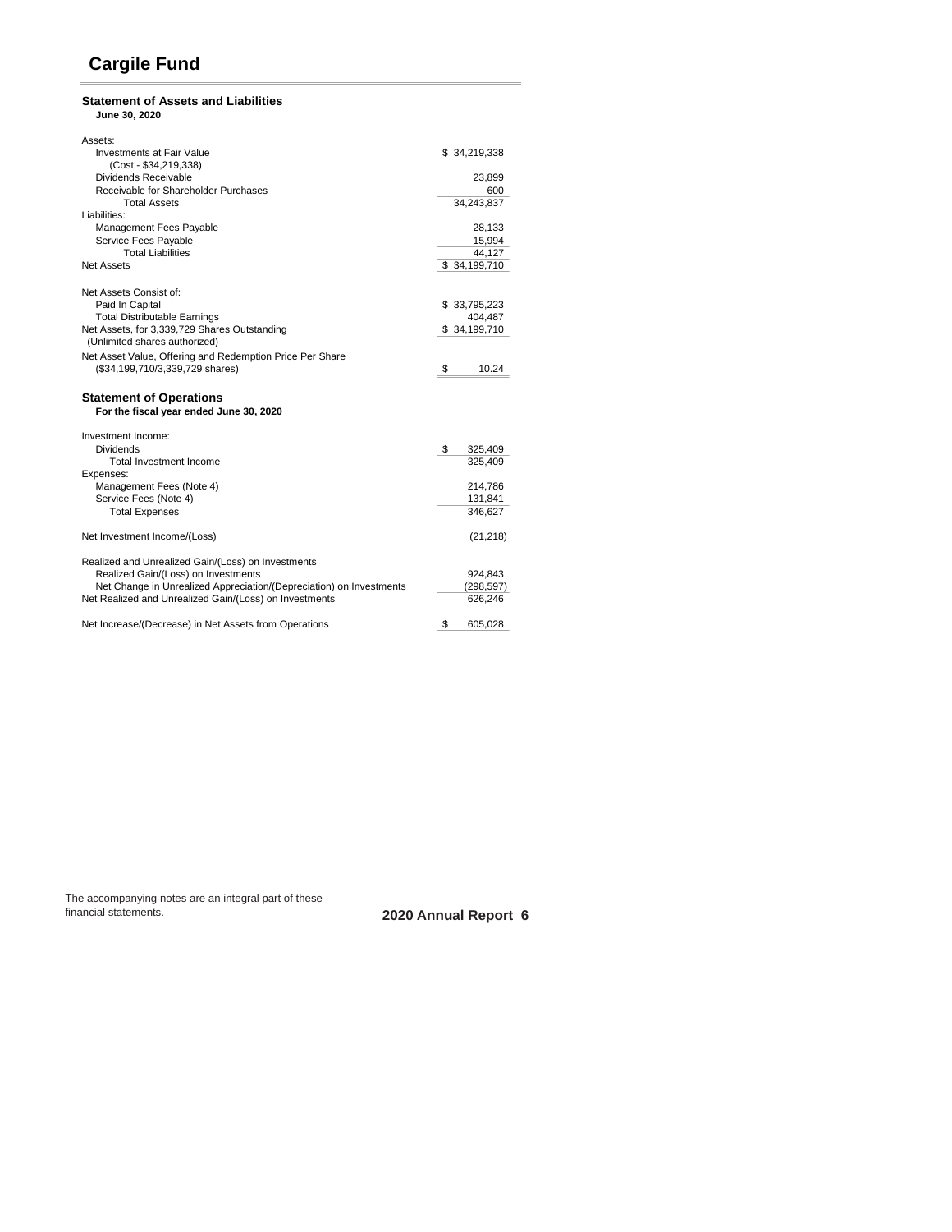# Cargile Fund

### Statement of Assets and Liabilities

**June 30, 2020**

| | |
|---|---|
| Assets: | |
| Investments at Fair Value | $ 34,219,338 |
| (Cost - $34,219,338) | |
| Dividends Receivable | 23,899 |
| Receivable for Shareholder Purchases | 600 |
| Total Assets | 34,243,837 |
| Liabilities: | |
| Management Fees Payable | 28,133 |
| Service Fees Payable | 15,994 |
| Total Liabilities | 44,127 |
| Net Assets | $ 34,199,710 |
| | |
| Net Assets Consist of: | |
| Paid In Capital | $ 33,795,223 |
| Total Distributable Earnings | 404,487 |
| Net Assets, for 3,339,729 Shares Outstanding | $ 34,199,710 |
| (Unlimited shares authorized) | |
| Net Asset Value, Offering and Redemption Price Per Share | |
| ($34,199,710/3,339,729 shares) | $ 10.24 |

### Statement of Operations

**For the fiscal year ended June 30, 2020**

| | |
|---|---|
| Investment Income: | |
| Dividends | $ 325,409 |
| Total Investment Income | 325,409 |
| Expenses: | |
| Management Fees (Note 4) | 214,786 |
| Service Fees (Note 4) | 131,841 |
| Total Expenses | 346,627 |
| | |
| Net Investment Income/(Loss) | (21,218) |
| | |
| Realized and Unrealized Gain/(Loss) on Investments | |
| Realized Gain/(Loss) on Investments | 924,843 |
| Net Change in Unrealized Appreciation/(Depreciation) on Investments | (298,597) |
| Net Realized and Unrealized Gain/(Loss) on Investments | 626,246 |
| | |
| Net Increase/(Decrease) in Net Assets from Operations | $ 605,028 |

The accompanying notes are an integral part of these financial statements.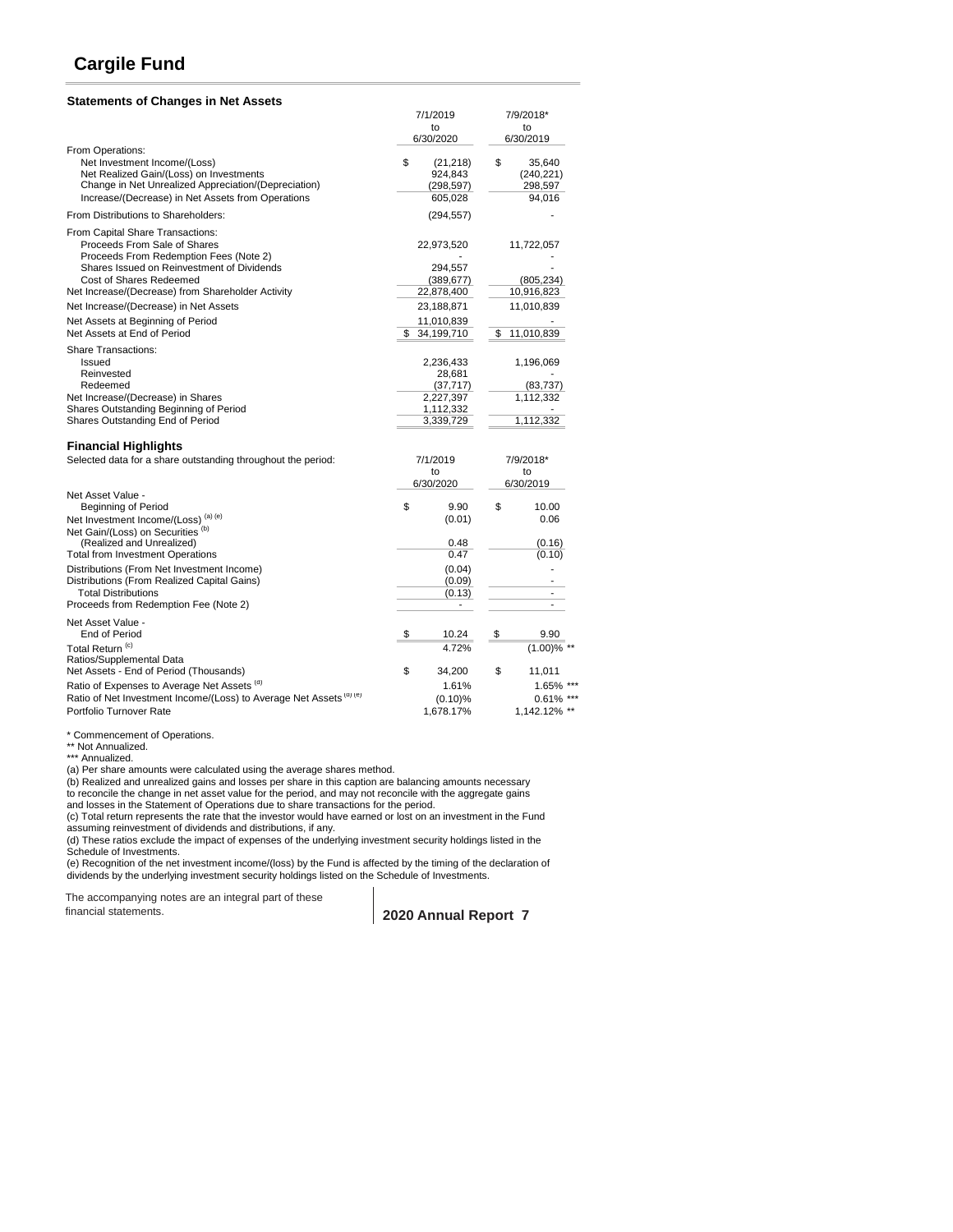# Cargile Fund

### Statements of Changes in Net Assets

| | 7/1/2019 to 6/30/2020 | 7/9/2018* to 6/30/2019 |
|---|---|---|
| From Operations: | | |
| Net Investment Income/(Loss) | $ (21,218) | $ 35,640 |
| Net Realized Gain/(Loss) on Investments | 924,843 | (240,221) |
| Change in Net Unrealized Appreciation/(Depreciation) | (298,597) | 298,597 |
| Increase/(Decrease) in Net Assets from Operations | 605,028 | 94,016 |
| From Distributions to Shareholders: | (294,557) | - |
| From Capital Share Transactions: | | |
| Proceeds From Sale of Shares | 22,973,520 | 11,722,057 |
| Proceeds From Redemption Fees (Note 2) | - | - |
| Shares Issued on Reinvestment of Dividends | 294,557 | - |
| Cost of Shares Redeemed | (389,677) | (805,234) |
| Net Increase/(Decrease) from Shareholder Activity | 22,878,400 | 10,916,823 |
| Net Increase/(Decrease) in Net Assets | 23,188,871 | 11,010,839 |
| Net Assets at Beginning of Period | 11,010,839 | - |
| Net Assets at End of Period | $ 34,199,710 | $ 11,010,839 |
| Share Transactions: | | |
| Issued | 2,236,433 | 1,196,069 |
| Reinvested | 28,681 | - |
| Redeemed | (37,717) | (83,737) |
| Net Increase/(Decrease) in Shares | 2,227,397 | 1,112,332 |
| Shares Outstanding Beginning of Period | 1,112,332 | - |
| Shares Outstanding End of Period | 3,339,729 | 1,112,332 |

### Financial Highlights

Selected data for a share outstanding throughout the period:

| | 7/1/2019 to 6/30/2020 | 7/9/2018* to 6/30/2019 |
|---|---|---|
| Net Asset Value - Beginning of Period | $ 9.90 | $ 10.00 |
| Net Investment Income/(Loss) (a) (e) | (0.01) | 0.06 |
| Net Gain/(Loss) on Securities (b) (Realized and Unrealized) | 0.48 | (0.16) |
| Total from Investment Operations | 0.47 | (0.10) |
| Distributions (From Net Investment Income) | (0.04) | - |
| Distributions (From Realized Capital Gains) | (0.09) | - |
| Total Distributions | (0.13) | - |
| Proceeds from Redemption Fee (Note 2) | - | - |
| Net Asset Value - End of Period | $ 10.24 | $ 9.90 |
| Total Return (c) | 4.72% | (1.00)% ** |
| Ratios/Supplemental Data | | |
| Net Assets - End of Period (Thousands) | $ 34,200 | $ 11,011 |
| Ratio of Expenses to Average Net Assets (d) | 1.61% | 1.65% *** |
| Ratio of Net Investment Income/(Loss) to Average Net Assets (d) (e) | (0.10)% | 0.61% *** |
| Portfolio Turnover Rate | 1,678.17% | 1,142.12% ** |

\* Commencement of Operations.
\*\* Not Annualized.
\*\*\* Annualized.
(a) Per share amounts were calculated using the average shares method.
(b) Realized and unrealized gains and losses per share in this caption are balancing amounts necessary to reconcile the change in net asset value for the period, and may not reconcile with the aggregate gains and losses in the Statement of Operations due to share transactions for the period.
(c) Total return represents the rate that the investor would have earned or lost on an investment in the Fund assuming reinvestment of dividends and distributions, if any.
(d) These ratios exclude the impact of expenses of the underlying investment security holdings listed in the Schedule of Investments.
(e) Recognition of the net investment income/(loss) by the Fund is affected by the timing of the declaration of dividends by the underlying investment security holdings listed on the Schedule of Investments.

The accompanying notes are an integral part of these financial statements.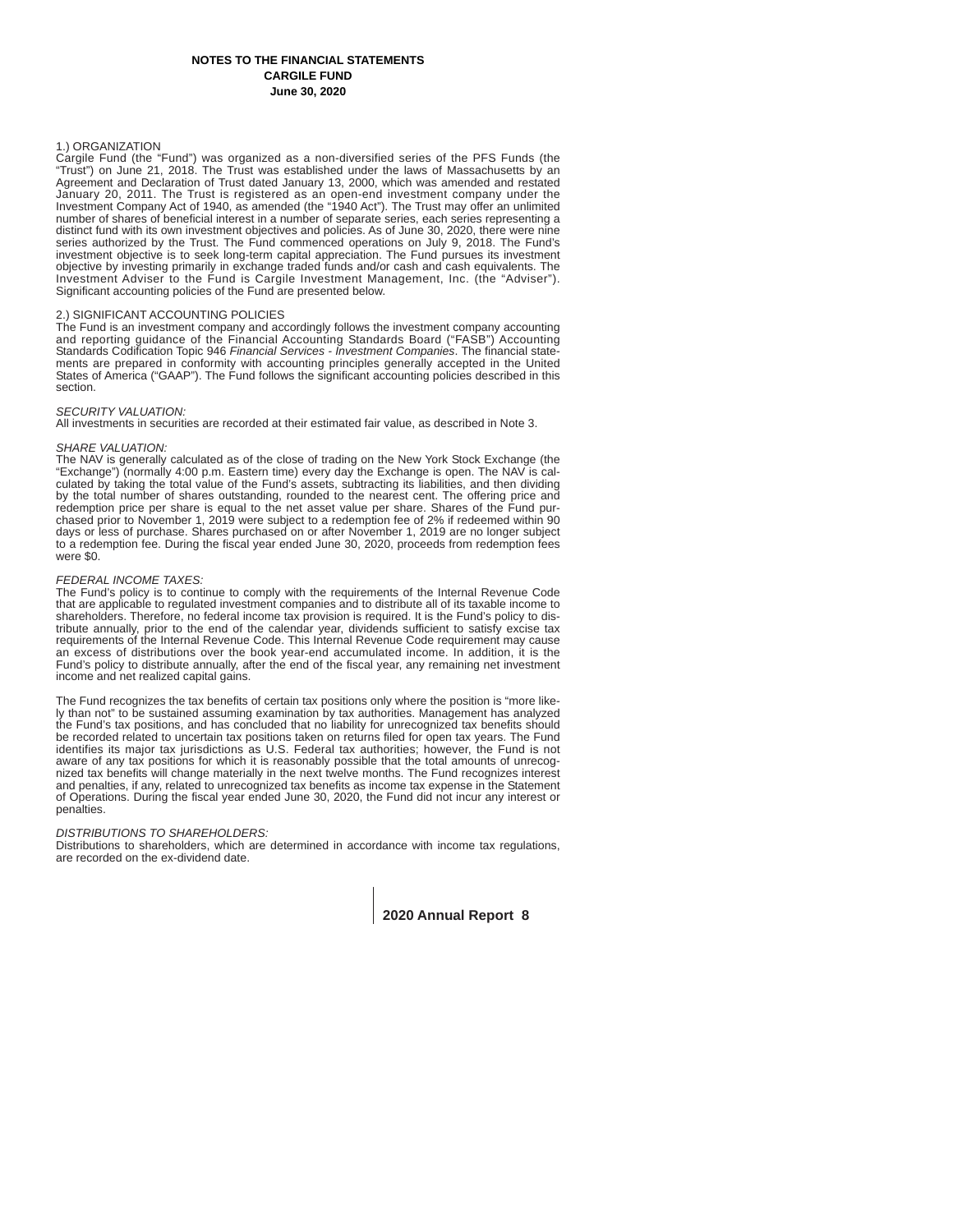**NOTES TO THE FINANCIAL STATEMENTS**
**CARGILE FUND**
**June 30, 2020**

1.) ORGANIZATION
Cargile Fund (the "Fund") was organized as a non-diversified series of the PFS Funds (the "Trust") on June 21, 2018. The Trust was established under the laws of Massachusetts by an Agreement and Declaration of Trust dated January 13, 2000, which was amended and restated January 20, 2011. The Trust is registered as an open-end investment company under the Investment Company Act of 1940, as amended (the "1940 Act"). The Trust may offer an unlimited number of shares of beneficial interest in a number of separate series, each series representing a distinct fund with its own investment objectives and policies. As of June 30, 2020, there were nine series authorized by the Trust. The Fund commenced operations on July 9, 2018. The Fund's investment objective is to seek long-term capital appreciation. The Fund pursues its investment objective by investing primarily in exchange traded funds and/or cash and cash equivalents. The Investment Adviser to the Fund is Cargile Investment Management, Inc. (the "Adviser"). Significant accounting policies of the Fund are presented below.

2.) SIGNIFICANT ACCOUNTING POLICIES
The Fund is an investment company and accordingly follows the investment company accounting and reporting guidance of the Financial Accounting Standards Board ("FASB") Accounting Standards Codification Topic 946 *Financial Services - Investment Companies*. The financial statements are prepared in conformity with accounting principles generally accepted in the United States of America ("GAAP"). The Fund follows the significant accounting policies described in this section.

*SECURITY VALUATION:*
All investments in securities are recorded at their estimated fair value, as described in Note 3.

*SHARE VALUATION:*
The NAV is generally calculated as of the close of trading on the New York Stock Exchange (the "Exchange") (normally 4:00 p.m. Eastern time) every day the Exchange is open. The NAV is calculated by taking the total value of the Fund's assets, subtracting its liabilities, and then dividing by the total number of shares outstanding, rounded to the nearest cent. The offering price and redemption price per share is equal to the net asset value per share. Shares of the Fund purchased prior to November 1, 2019 were subject to a redemption fee of 2% if redeemed within 90 days or less of purchase. Shares purchased on or after November 1, 2019 are no longer subject to a redemption fee. During the fiscal year ended June 30, 2020, proceeds from redemption fees were $0.

*FEDERAL INCOME TAXES:*
The Fund's policy is to continue to comply with the requirements of the Internal Revenue Code that are applicable to regulated investment companies and to distribute all of its taxable income to shareholders. Therefore, no federal income tax provision is required. It is the Fund's policy to distribute annually, prior to the end of the calendar year, dividends sufficient to satisfy excise tax requirements of the Internal Revenue Code. This Internal Revenue Code requirement may cause an excess of distributions over the book year-end accumulated income. In addition, it is the Fund's policy to distribute annually, after the end of the fiscal year, any remaining net investment income and net realized capital gains.

The Fund recognizes the tax benefits of certain tax positions only where the position is "more likely than not" to be sustained assuming examination by tax authorities. Management has analyzed the Fund's tax positions, and has concluded that no liability for unrecognized tax benefits should be recorded related to uncertain tax positions taken on returns filed for open tax years. The Fund identifies its major tax jurisdictions as U.S. Federal tax authorities; however, the Fund is not aware of any tax positions for which it is reasonably possible that the total amounts of unrecognized tax benefits will change materially in the next twelve months. The Fund recognizes interest and penalties, if any, related to unrecognized tax benefits as income tax expense in the Statement of Operations. During the fiscal year ended June 30, 2020, the Fund did not incur any interest or penalties.

*DISTRIBUTIONS TO SHAREHOLDERS:*
Distributions to shareholders, which are determined in accordance with income tax regulations, are recorded on the ex-dividend date.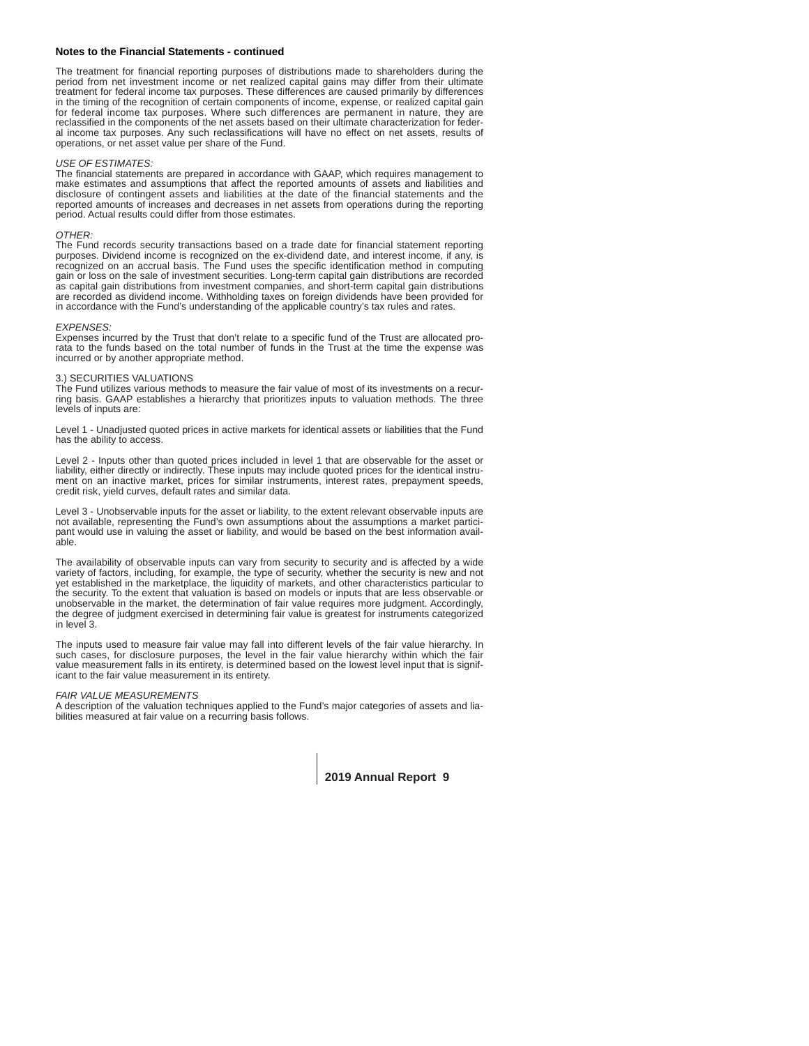**Notes to the Financial Statements - continued**

The treatment for financial reporting purposes of distributions made to shareholders during the period from net investment income or net realized capital gains may differ from their ultimate treatment for federal income tax purposes. These differences are caused primarily by differences in the timing of the recognition of certain components of income, expense, or realized capital gain for federal income tax purposes. Where such differences are permanent in nature, they are reclassified in the components of the net assets based on their ultimate characterization for federal income tax purposes. Any such reclassifications will have no effect on net assets, results of operations, or net asset value per share of the Fund.

*USE OF ESTIMATES:*
The financial statements are prepared in accordance with GAAP, which requires management to make estimates and assumptions that affect the reported amounts of assets and liabilities and disclosure of contingent assets and liabilities at the date of the financial statements and the reported amounts of increases and decreases in net assets from operations during the reporting period. Actual results could differ from those estimates.

*OTHER:*
The Fund records security transactions based on a trade date for financial statement reporting purposes. Dividend income is recognized on the ex-dividend date, and interest income, if any, is recognized on an accrual basis. The Fund uses the specific identification method in computing gain or loss on the sale of investment securities. Long-term capital gain distributions are recorded as capital gain distributions from investment companies, and short-term capital gain distributions are recorded as dividend income. Withholding taxes on foreign dividends have been provided for in accordance with the Fund's understanding of the applicable country's tax rules and rates.

*EXPENSES:*
Expenses incurred by the Trust that don't relate to a specific fund of the Trust are allocated pro-rata to the funds based on the total number of funds in the Trust at the time the expense was incurred or by another appropriate method.

3.) SECURITIES VALUATIONS
The Fund utilizes various methods to measure the fair value of most of its investments on a recurring basis. GAAP establishes a hierarchy that prioritizes inputs to valuation methods. The three levels of inputs are:

Level 1 - Unadjusted quoted prices in active markets for identical assets or liabilities that the Fund has the ability to access.

Level 2 - Inputs other than quoted prices included in level 1 that are observable for the asset or liability, either directly or indirectly. These inputs may include quoted prices for the identical instrument on an inactive market, prices for similar instruments, interest rates, prepayment speeds, credit risk, yield curves, default rates and similar data.

Level 3 - Unobservable inputs for the asset or liability, to the extent relevant observable inputs are not available, representing the Fund's own assumptions about the assumptions a market participant would use in valuing the asset or liability, and would be based on the best information available.

The availability of observable inputs can vary from security to security and is affected by a wide variety of factors, including, for example, the type of security, whether the security is new and not yet established in the marketplace, the liquidity of markets, and other characteristics particular to the security. To the extent that valuation is based on models or inputs that are less observable or unobservable in the market, the determination of fair value requires more judgment. Accordingly, the degree of judgment exercised in determining fair value is greatest for instruments categorized in level 3.

The inputs used to measure fair value may fall into different levels of the fair value hierarchy. In such cases, for disclosure purposes, the level in the fair value hierarchy within which the fair value measurement falls in its entirety, is determined based on the lowest level input that is significant to the fair value measurement in its entirety.

*FAIR VALUE MEASUREMENTS*
A description of the valuation techniques applied to the Fund's major categories of assets and liabilities measured at fair value on a recurring basis follows.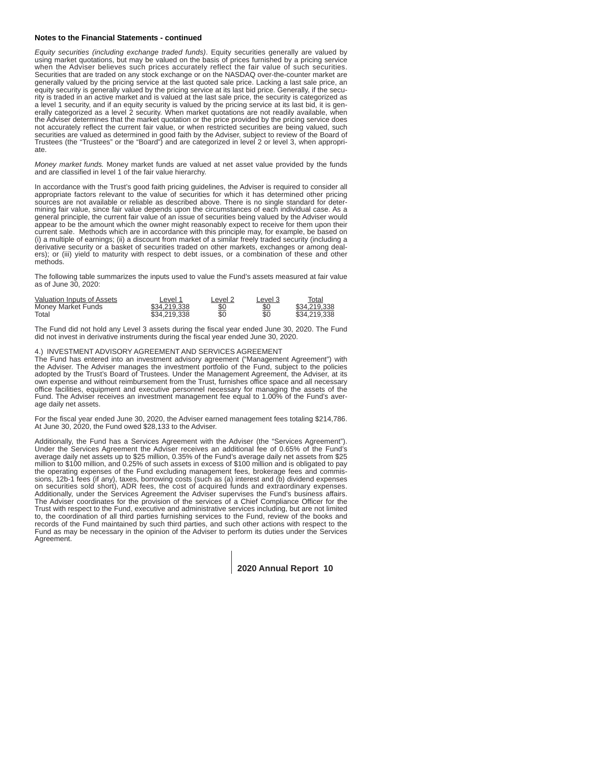**Notes to the Financial Statements - continued**

*Equity securities (including exchange traded funds)*. Equity securities generally are valued by using market quotations, but may be valued on the basis of prices furnished by a pricing service when the Adviser believes such prices accurately reflect the fair value of such securities. Securities that are traded on any stock exchange or on the NASDAQ over-the-counter market are generally valued by the pricing service at the last quoted sale price. Lacking a last sale price, an equity security is generally valued by the pricing service at its last bid price. Generally, if the security is traded in an active market and is valued at the last sale price, the security is categorized as a level 1 security, and if an equity security is valued by the pricing service at its last bid, it is generally categorized as a level 2 security. When market quotations are not readily available, when the Adviser determines that the market quotation or the price provided by the pricing service does not accurately reflect the current fair value, or when restricted securities are being valued, such securities are valued as determined in good faith by the Adviser, subject to review of the Board of Trustees (the "Trustees" or the "Board") and are categorized in level 2 or level 3, when appropriate.

*Money market funds.* Money market funds are valued at net asset value provided by the funds and are classified in level 1 of the fair value hierarchy.

In accordance with the Trust's good faith pricing guidelines, the Adviser is required to consider all appropriate factors relevant to the value of securities for which it has determined other pricing sources are not available or reliable as described above. There is no single standard for determining fair value, since fair value depends upon the circumstances of each individual case. As a general principle, the current fair value of an issue of securities being valued by the Adviser would appear to be the amount which the owner might reasonably expect to receive for them upon their current sale. Methods which are in accordance with this principle may, for example, be based on (i) a multiple of earnings; (ii) a discount from market of a similar freely traded security (including a derivative security or a basket of securities traded on other markets, exchanges or among dealers); or (iii) yield to maturity with respect to debt issues, or a combination of these and other methods.

The following table summarizes the inputs used to value the Fund's assets measured at fair value as of June 30, 2020:

| Valuation Inputs of Assets | Level 1 | Level 2 | Level 3 | Total |
|---|---|---|---|---|
| Money Market Funds | $34,219,338 | $0 | $0 | $34,219,338 |
| Total | $34,219,338 | $0 | $0 | $34,219,338 |

The Fund did not hold any Level 3 assets during the fiscal year ended June 30, 2020. The Fund did not invest in derivative instruments during the fiscal year ended June 30, 2020.

4.) INVESTMENT ADVISORY AGREEMENT AND SERVICES AGREEMENT

The Fund has entered into an investment advisory agreement ("Management Agreement") with the Adviser. The Adviser manages the investment portfolio of the Fund, subject to the policies adopted by the Trust's Board of Trustees. Under the Management Agreement, the Adviser, at its own expense and without reimbursement from the Trust, furnishes office space and all necessary office facilities, equipment and executive personnel necessary for managing the assets of the Fund. The Adviser receives an investment management fee equal to 1.00% of the Fund's average daily net assets.

For the fiscal year ended June 30, 2020, the Adviser earned management fees totaling $214,786. At June 30, 2020, the Fund owed $28,133 to the Adviser.

Additionally, the Fund has a Services Agreement with the Adviser (the "Services Agreement"). Under the Services Agreement the Adviser receives an additional fee of 0.65% of the Fund's average daily net assets up to $25 million, 0.35% of the Fund's average daily net assets from $25 million to $100 million, and 0.25% of such assets in excess of $100 million and is obligated to pay the operating expenses of the Fund excluding management fees, brokerage fees and commissions, 12b-1 fees (if any), taxes, borrowing costs (such as (a) interest and (b) dividend expenses on securities sold short), ADR fees, the cost of acquired funds and extraordinary expenses. Additionally, under the Services Agreement the Adviser supervises the Fund's business affairs. The Adviser coordinates for the provision of the services of a Chief Compliance Officer for the Trust with respect to the Fund, executive and administrative services including, but are not limited to, the coordination of all third parties furnishing services to the Fund, review of the books and records of the Fund maintained by such third parties, and such other actions with respect to the Fund as may be necessary in the opinion of the Adviser to perform its duties under the Services Agreement.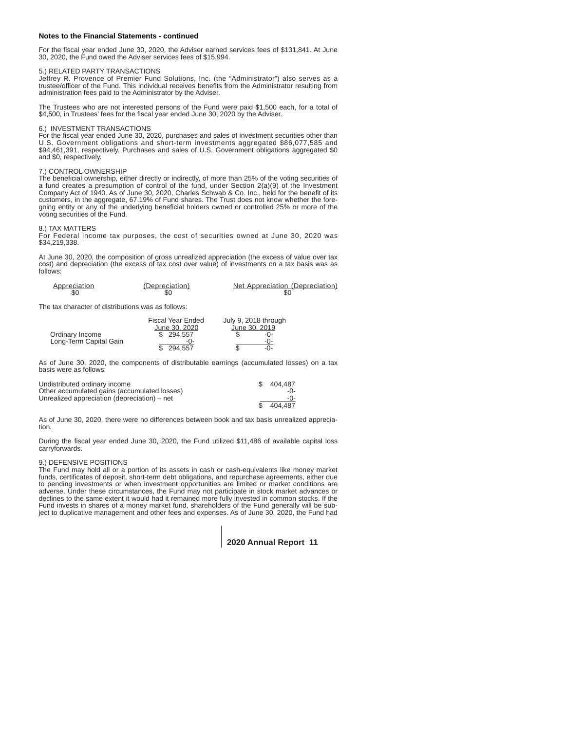**Notes to the Financial Statements - continued**

For the fiscal year ended June 30, 2020, the Adviser earned services fees of $131,841. At June 30, 2020, the Fund owed the Adviser services fees of $15,994.

5.) RELATED PARTY TRANSACTIONS
Jeffrey R. Provence of Premier Fund Solutions, Inc. (the "Administrator") also serves as a trustee/officer of the Fund. This individual receives benefits from the Administrator resulting from administration fees paid to the Administrator by the Adviser.

The Trustees who are not interested persons of the Fund were paid $1,500 each, for a total of $4,500, in Trustees' fees for the fiscal year ended June 30, 2020 by the Adviser.

6.) INVESTMENT TRANSACTIONS
For the fiscal year ended June 30, 2020, purchases and sales of investment securities other than U.S. Government obligations and short-term investments aggregated $86,077,585 and $94,461,391, respectively. Purchases and sales of U.S. Government obligations aggregated $0 and $0, respectively.

7.) CONTROL OWNERSHIP
The beneficial ownership, either directly or indirectly, of more than 25% of the voting securities of a fund creates a presumption of control of the fund, under Section 2(a)(9) of the Investment Company Act of 1940. As of June 30, 2020, Charles Schwab & Co. Inc., held for the benefit of its customers, in the aggregate, 67.19% of Fund shares. The Trust does not know whether the foregoing entity or any of the underlying beneficial holders owned or controlled 25% or more of the voting securities of the Fund.

8.) TAX MATTERS
For Federal income tax purposes, the cost of securities owned at June 30, 2020 was $34,219,338.

At June 30, 2020, the composition of gross unrealized appreciation (the excess of value over tax cost) and depreciation (the excess of tax cost over value) of investments on a tax basis was as follows:

| Appreciation | (Depreciation) | Net Appreciation (Depreciation) |
|---|---|---|
| $0 | $0 | $0 |

The tax character of distributions was as follows:

| | Fiscal Year Ended June 30, 2020 | July 9, 2018 through June 30, 2019 |
|---|---|---|
| Ordinary Income | $ 294,557 | $ -0- |
| Long-Term Capital Gain | -0- | -0- |
| | $ 294,557 | $ -0- |

As of June 30, 2020, the components of distributable earnings (accumulated losses) on a tax basis were as follows:

| | |
|---|---|
| Undistributed ordinary income | $ 404,487 |
| Other accumulated gains (accumulated losses) | -0- |
| Unrealized appreciation (depreciation) – net | -0- |
| | $ 404,487 |

As of June 30, 2020, there were no differences between book and tax basis unrealized appreciation.

During the fiscal year ended June 30, 2020, the Fund utilized $11,486 of available capital loss carryforwards.

9.) DEFENSIVE POSITIONS
The Fund may hold all or a portion of its assets in cash or cash-equivalents like money market funds, certificates of deposit, short-term debt obligations, and repurchase agreements, either due to pending investments or when investment opportunities are limited or market conditions are adverse. Under these circumstances, the Fund may not participate in stock market advances or declines to the same extent it would had it remained more fully invested in common stocks. If the Fund invests in shares of a money market fund, shareholders of the Fund generally will be subject to duplicative management and other fees and expenses. As of June 30, 2020, the Fund had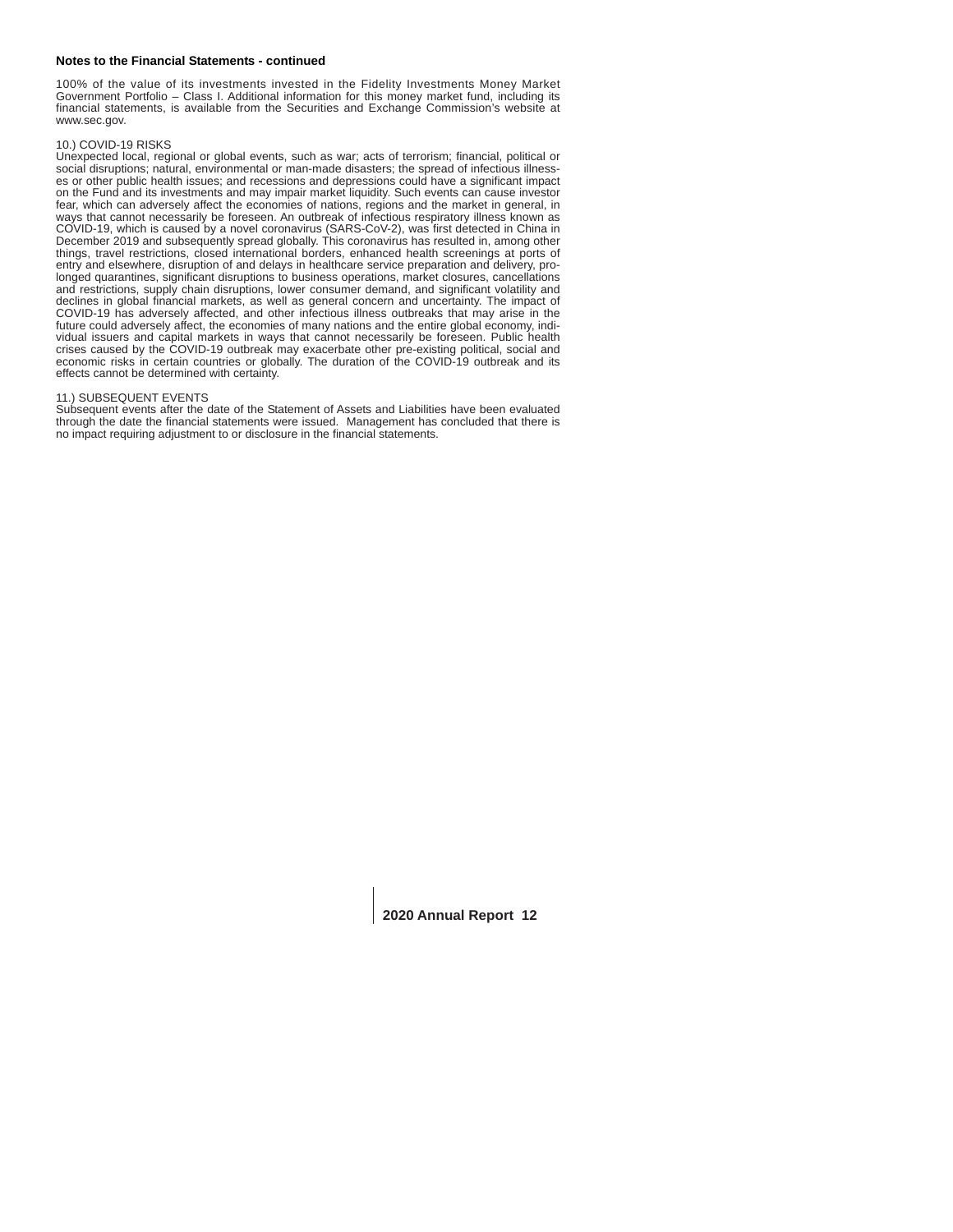**Notes to the Financial Statements - continued**

100% of the value of its investments invested in the Fidelity Investments Money Market Government Portfolio – Class I. Additional information for this money market fund, including its financial statements, is available from the Securities and Exchange Commission's website at www.sec.gov.

10.) COVID-19 RISKS
Unexpected local, regional or global events, such as war; acts of terrorism; financial, political or social disruptions; natural, environmental or man-made disasters; the spread of infectious illnesses or other public health issues; and recessions and depressions could have a significant impact on the Fund and its investments and may impair market liquidity. Such events can cause investor fear, which can adversely affect the economies of nations, regions and the market in general, in ways that cannot necessarily be foreseen. An outbreak of infectious respiratory illness known as COVID-19, which is caused by a novel coronavirus (SARS-CoV-2), was first detected in China in December 2019 and subsequently spread globally. This coronavirus has resulted in, among other things, travel restrictions, closed international borders, enhanced health screenings at ports of entry and elsewhere, disruption of and delays in healthcare service preparation and delivery, prolonged quarantines, significant disruptions to business operations, market closures, cancellations and restrictions, supply chain disruptions, lower consumer demand, and significant volatility and declines in global financial markets, as well as general concern and uncertainty. The impact of COVID-19 has adversely affected, and other infectious illness outbreaks that may arise in the future could adversely affect, the economies of many nations and the entire global economy, individual issuers and capital markets in ways that cannot necessarily be foreseen. Public health crises caused by the COVID-19 outbreak may exacerbate other pre-existing political, social and economic risks in certain countries or globally. The duration of the COVID-19 outbreak and its effects cannot be determined with certainty.

11.) SUBSEQUENT EVENTS
Subsequent events after the date of the Statement of Assets and Liabilities have been evaluated through the date the financial statements were issued. Management has concluded that there is no impact requiring adjustment to or disclosure in the financial statements.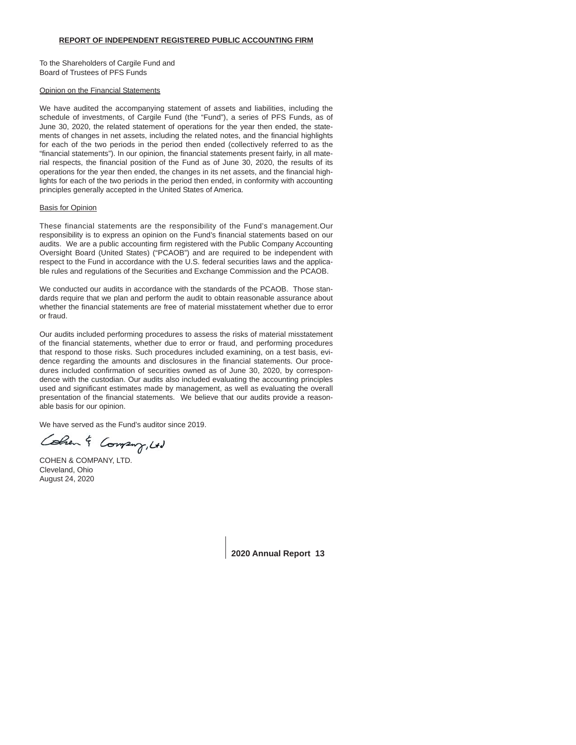## REPORT OF INDEPENDENT REGISTERED PUBLIC ACCOUNTING FIRM

To the Shareholders of Cargile Fund and
Board of Trustees of PFS Funds

### Opinion on the Financial Statements

We have audited the accompanying statement of assets and liabilities, including the schedule of investments, of Cargile Fund (the "Fund"), a series of PFS Funds, as of June 30, 2020, the related statement of operations for the year then ended, the statements of changes in net assets, including the related notes, and the financial highlights for each of the two periods in the period then ended (collectively referred to as the "financial statements"). In our opinion, the financial statements present fairly, in all material respects, the financial position of the Fund as of June 30, 2020, the results of its operations for the year then ended, the changes in its net assets, and the financial highlights for each of the two periods in the period then ended, in conformity with accounting principles generally accepted in the United States of America.

### Basis for Opinion

These financial statements are the responsibility of the Fund's management.Our responsibility is to express an opinion on the Fund's financial statements based on our audits. We are a public accounting firm registered with the Public Company Accounting Oversight Board (United States) ("PCAOB") and are required to be independent with respect to the Fund in accordance with the U.S. federal securities laws and the applicable rules and regulations of the Securities and Exchange Commission and the PCAOB.

We conducted our audits in accordance with the standards of the PCAOB. Those standards require that we plan and perform the audit to obtain reasonable assurance about whether the financial statements are free of material misstatement whether due to error or fraud.

Our audits included performing procedures to assess the risks of material misstatement of the financial statements, whether due to error or fraud, and performing procedures that respond to those risks. Such procedures included examining, on a test basis, evidence regarding the amounts and disclosures in the financial statements. Our procedures included confirmation of securities owned as of June 30, 2020, by correspondence with the custodian. Our audits also included evaluating the accounting principles used and significant estimates made by management, as well as evaluating the overall presentation of the financial statements. We believe that our audits provide a reasonable basis for our opinion.

We have served as the Fund's auditor since 2019.

Cohen & Company, Ltd

COHEN & COMPANY, LTD.
Cleveland, Ohio
August 24, 2020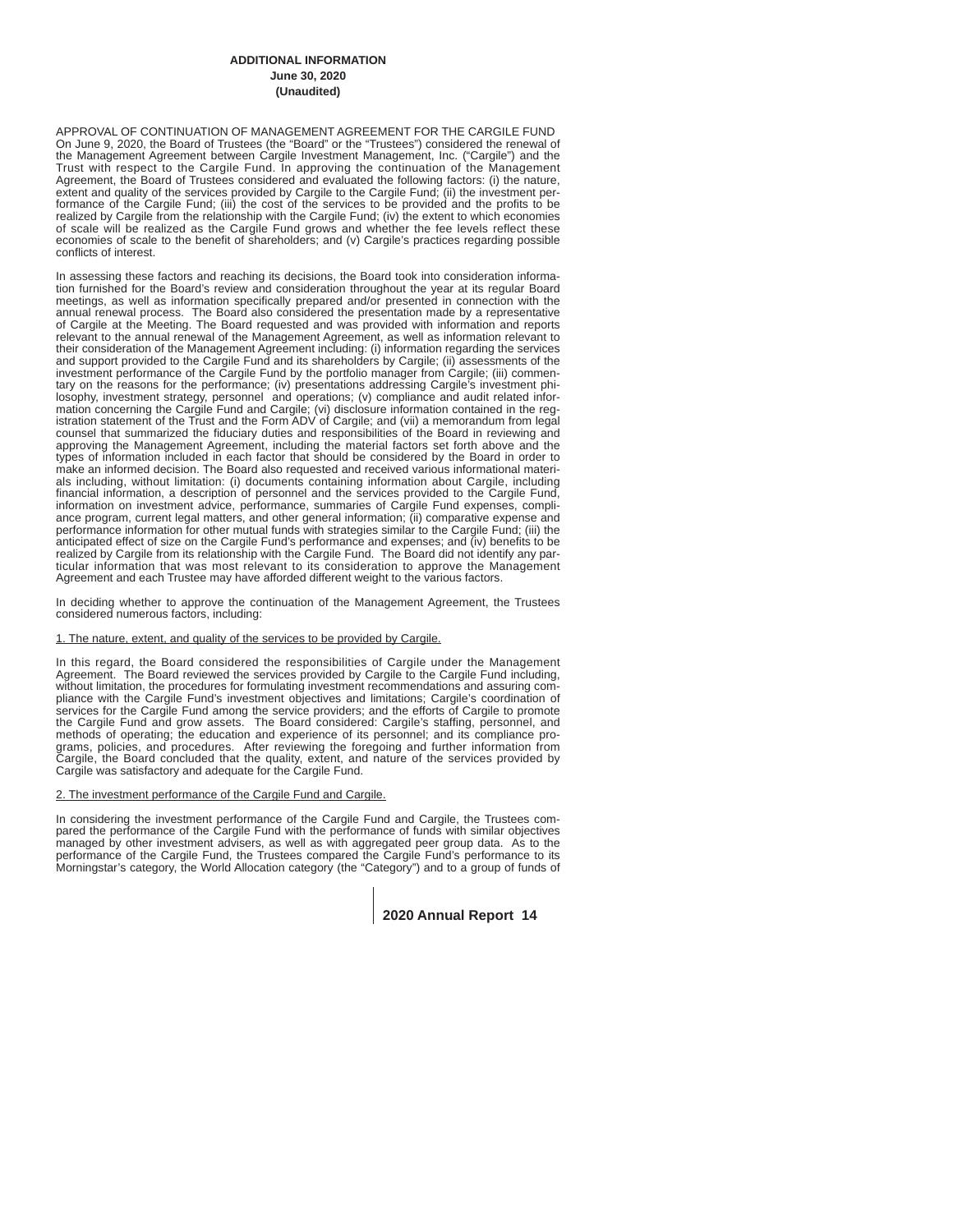# ADDITIONAL INFORMATION
**June 30, 2020**
**(Unaudited)**

APPROVAL OF CONTINUATION OF MANAGEMENT AGREEMENT FOR THE CARGILE FUND
On June 9, 2020, the Board of Trustees (the "Board" or the "Trustees") considered the renewal of the Management Agreement between Cargile Investment Management, Inc. ("Cargile") and the Trust with respect to the Cargile Fund. In approving the continuation of the Management Agreement, the Board of Trustees considered and evaluated the following factors: (i) the nature, extent and quality of the services provided by Cargile to the Cargile Fund; (ii) the investment performance of the Cargile Fund; (iii) the cost of the services to be provided and the profits to be realized by Cargile from the relationship with the Cargile Fund; (iv) the extent to which economies of scale will be realized as the Cargile Fund grows and whether the fee levels reflect these economies of scale to the benefit of shareholders; and (v) Cargile's practices regarding possible conflicts of interest.

In assessing these factors and reaching its decisions, the Board took into consideration information furnished for the Board's review and consideration throughout the year at its regular Board meetings, as well as information specifically prepared and/or presented in connection with the annual renewal process. The Board also considered the presentation made by a representative of Cargile at the Meeting. The Board requested and was provided with information and reports relevant to the annual renewal of the Management Agreement, as well as information relevant to their consideration of the Management Agreement including: (i) information regarding the services and support provided to the Cargile Fund and its shareholders by Cargile; (ii) assessments of the investment performance of the Cargile Fund by the portfolio manager from Cargile; (iii) commentary on the reasons for the performance; (iv) presentations addressing Cargile's investment philosophy, investment strategy, personnel and operations; (v) compliance and audit related information concerning the Cargile Fund and Cargile; (vi) disclosure information contained in the registration statement of the Trust and the Form ADV of Cargile; and (vii) a memorandum from legal counsel that summarized the fiduciary duties and responsibilities of the Board in reviewing and approving the Management Agreement, including the material factors set forth above and the types of information included in each factor that should be considered by the Board in order to make an informed decision. The Board also requested and received various informational materials including, without limitation: (i) documents containing information about Cargile, including financial information, a description of personnel and the services provided to the Cargile Fund, information on investment advice, performance, summaries of Cargile Fund expenses, compliance program, current legal matters, and other general information; (ii) comparative expense and performance information for other mutual funds with strategies similar to the Cargile Fund; (iii) the anticipated effect of size on the Cargile Fund's performance and expenses; and (iv) benefits to be realized by Cargile from its relationship with the Cargile Fund. The Board did not identify any particular information that was most relevant to its consideration to approve the Management Agreement and each Trustee may have afforded different weight to the various factors.

In deciding whether to approve the continuation of the Management Agreement, the Trustees considered numerous factors, including:

1. The nature, extent, and quality of the services to be provided by Cargile.

In this regard, the Board considered the responsibilities of Cargile under the Management Agreement. The Board reviewed the services provided by Cargile to the Cargile Fund including, without limitation, the procedures for formulating investment recommendations and assuring compliance with the Cargile Fund's investment objectives and limitations; Cargile's coordination of services for the Cargile Fund among the service providers; and the efforts of Cargile to promote the Cargile Fund and grow assets. The Board considered: Cargile's staffing, personnel, and methods of operating; the education and experience of its personnel; and its compliance programs, policies, and procedures. After reviewing the foregoing and further information from Cargile, the Board concluded that the quality, extent, and nature of the services provided by Cargile was satisfactory and adequate for the Cargile Fund.

2. The investment performance of the Cargile Fund and Cargile.

In considering the investment performance of the Cargile Fund and Cargile, the Trustees compared the performance of the Cargile Fund with the performance of funds with similar objectives managed by other investment advisers, as well as with aggregated peer group data. As to the performance of the Cargile Fund, the Trustees compared the Cargile Fund's performance to its Morningstar's category, the World Allocation category (the "Category") and to a group of funds of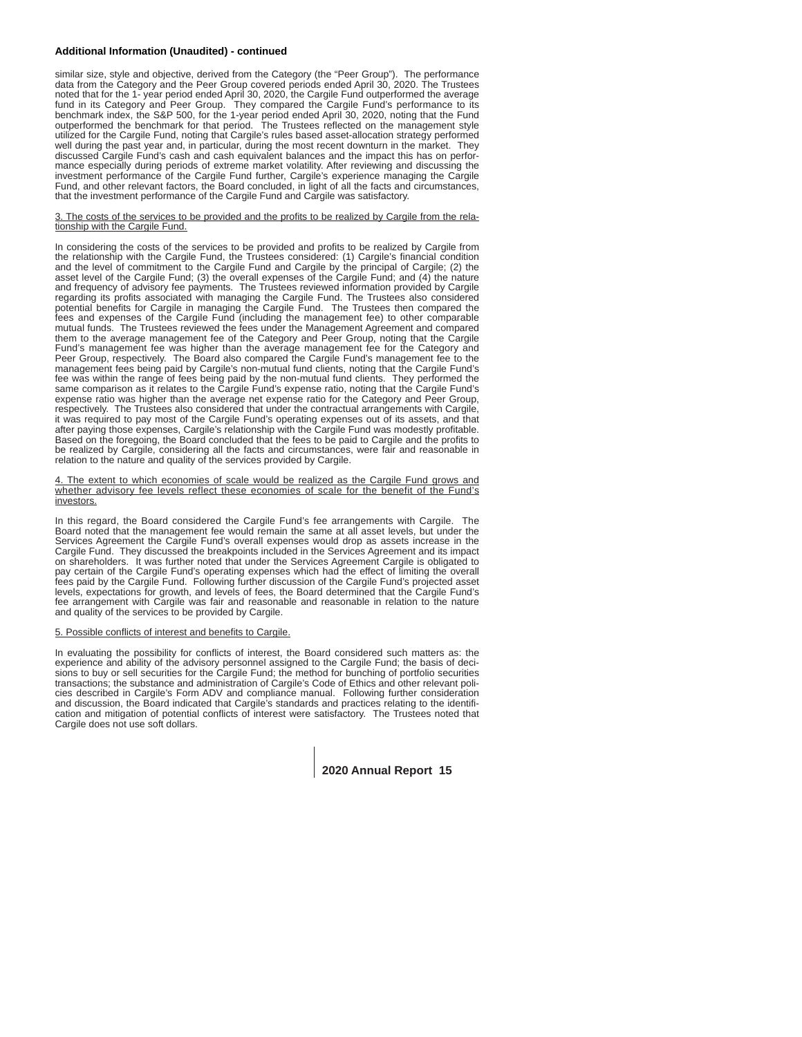**Additional Information (Unaudited) - continued**

similar size, style and objective, derived from the Category (the "Peer Group"). The performance data from the Category and the Peer Group covered periods ended April 30, 2020. The Trustees noted that for the 1- year period ended April 30, 2020, the Cargile Fund outperformed the average fund in its Category and Peer Group. They compared the Cargile Fund's performance to its benchmark index, the S&P 500, for the 1-year period ended April 30, 2020, noting that the Fund outperformed the benchmark for that period. The Trustees reflected on the management style utilized for the Cargile Fund, noting that Cargile's rules based asset-allocation strategy performed well during the past year and, in particular, during the most recent downturn in the market. They discussed Cargile Fund's cash and cash equivalent balances and the impact this has on performance especially during periods of extreme market volatility. After reviewing and discussing the investment performance of the Cargile Fund further, Cargile's experience managing the Cargile Fund, and other relevant factors, the Board concluded, in light of all the facts and circumstances, that the investment performance of the Cargile Fund and Cargile was satisfactory.

3. The costs of the services to be provided and the profits to be realized by Cargile from the relationship with the Cargile Fund.

In considering the costs of the services to be provided and profits to be realized by Cargile from the relationship with the Cargile Fund, the Trustees considered: (1) Cargile's financial condition and the level of commitment to the Cargile Fund and Cargile by the principal of Cargile; (2) the asset level of the Cargile Fund; (3) the overall expenses of the Cargile Fund; and (4) the nature and frequency of advisory fee payments. The Trustees reviewed information provided by Cargile regarding its profits associated with managing the Cargile Fund. The Trustees also considered potential benefits for Cargile in managing the Cargile Fund. The Trustees then compared the fees and expenses of the Cargile Fund (including the management fee) to other comparable mutual funds. The Trustees reviewed the fees under the Management Agreement and compared them to the average management fee of the Category and Peer Group, noting that the Cargile Fund's management fee was higher than the average management fee for the Category and Peer Group, respectively. The Board also compared the Cargile Fund's management fee to the management fees being paid by Cargile's non-mutual fund clients, noting that the Cargile Fund's fee was within the range of fees being paid by the non-mutual fund clients. They performed the same comparison as it relates to the Cargile Fund's expense ratio, noting that the Cargile Fund's expense ratio was higher than the average net expense ratio for the Category and Peer Group, respectively. The Trustees also considered that under the contractual arrangements with Cargile, it was required to pay most of the Cargile Fund's operating expenses out of its assets, and that after paying those expenses, Cargile's relationship with the Cargile Fund was modestly profitable. Based on the foregoing, the Board concluded that the fees to be paid to Cargile and the profits to be realized by Cargile, considering all the facts and circumstances, were fair and reasonable in relation to the nature and quality of the services provided by Cargile.

4. The extent to which economies of scale would be realized as the Cargile Fund grows and whether advisory fee levels reflect these economies of scale for the benefit of the Fund's investors.

In this regard, the Board considered the Cargile Fund's fee arrangements with Cargile. The Board noted that the management fee would remain the same at all asset levels, but under the Services Agreement the Cargile Fund's overall expenses would drop as assets increase in the Cargile Fund. They discussed the breakpoints included in the Services Agreement and its impact on shareholders. It was further noted that under the Services Agreement Cargile is obligated to pay certain of the Cargile Fund's operating expenses which had the effect of limiting the overall fees paid by the Cargile Fund. Following further discussion of the Cargile Fund's projected asset levels, expectations for growth, and levels of fees, the Board determined that the Cargile Fund's fee arrangement with Cargile was fair and reasonable and reasonable in relation to the nature and quality of the services to be provided by Cargile.

5. Possible conflicts of interest and benefits to Cargile.

In evaluating the possibility for conflicts of interest, the Board considered such matters as: the experience and ability of the advisory personnel assigned to the Cargile Fund; the basis of decisions to buy or sell securities for the Cargile Fund; the method for bunching of portfolio securities transactions; the substance and administration of Cargile's Code of Ethics and other relevant policies described in Cargile's Form ADV and compliance manual. Following further consideration and discussion, the Board indicated that Cargile's standards and practices relating to the identification and mitigation of potential conflicts of interest were satisfactory. The Trustees noted that Cargile does not use soft dollars.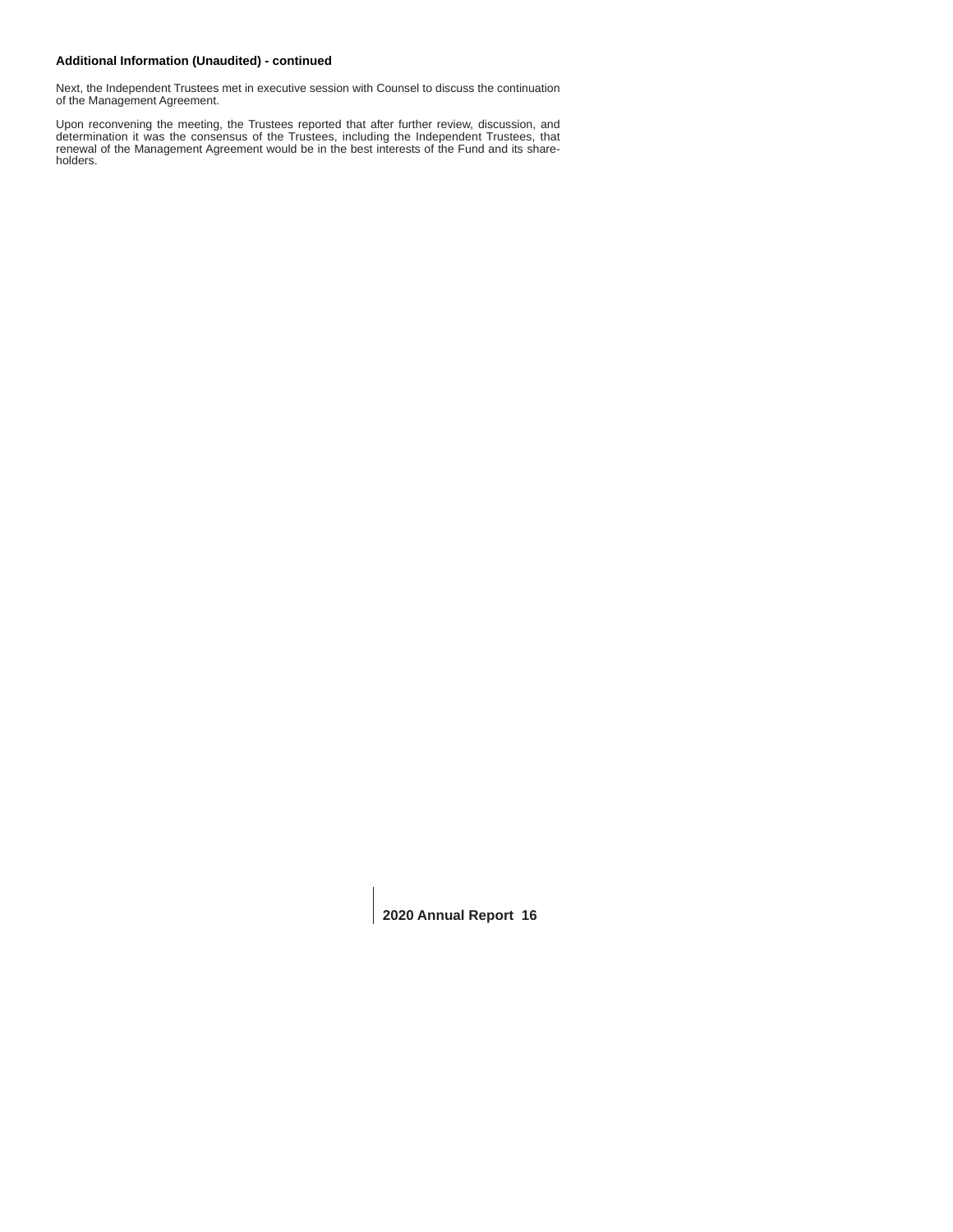**Additional Information (Unaudited) - continued**

Next, the Independent Trustees met in executive session with Counsel to discuss the continuation of the Management Agreement.

Upon reconvening the meeting, the Trustees reported that after further review, discussion, and determination it was the consensus of the Trustees, including the Independent Trustees, that renewal of the Management Agreement would be in the best interests of the Fund and its shareholders.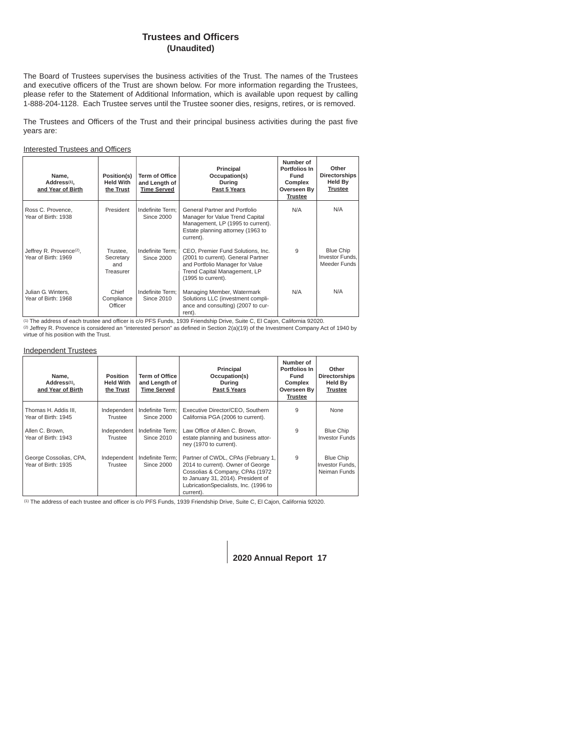# Trustees and Officers
## (Unaudited)

The Board of Trustees supervises the business activities of the Trust. The names of the Trustees and executive officers of the Trust are shown below. For more information regarding the Trustees, please refer to the Statement of Additional Information, which is available upon request by calling 1-888-204-1128. Each Trustee serves until the Trustee sooner dies, resigns, retires, or is removed.

The Trustees and Officers of the Trust and their principal business activities during the past five years are:

Interested Trustees and Officers

| Name, Address[1], and Year of Birth | Position(s) Held With the Trust | Term of Office and Length of Time Served | Principal Occupation(s) During Past 5 Years | Number of Portfolios In Fund Complex Overseen By Trustee | Other Directorships Held By Trustee |
|---|---|---|---|---|---|
| Ross C. Provence, Year of Birth: 1938 | President | Indefinite Term; Since 2000 | General Partner and Portfolio Manager for Value Trend Capital Management, LP (1995 to current). Estate planning attorney (1963 to current). | N/A | N/A |
| Jeffrey R. Provence[2], Year of Birth: 1969 | Trustee, Secretary and Treasurer | Indefinite Term; Since 2000 | CEO, Premier Fund Solutions, Inc. (2001 to current). General Partner and Portfolio Manager for Value Trend Capital Management, LP (1995 to current). | 9 | Blue Chip Investor Funds, Meeder Funds |
| Julian G. Winters, Year of Birth: 1968 | Chief Compliance Officer | Indefinite Term; Since 2010 | Managing Member, Watermark Solutions LLC (investment compliance and consulting) (2007 to current). | N/A | N/A |

[1] The address of each trustee and officer is c/o PFS Funds, 1939 Friendship Drive, Suite C, El Cajon, California 92020.
[2] Jeffrey R. Provence is considered an "interested person" as defined in Section 2(a)(19) of the Investment Company Act of 1940 by virtue of his position with the Trust.

Independent Trustees

| Name, Address[1], and Year of Birth | Position Held With the Trust | Term of Office and Length of Time Served | Principal Occupation(s) During Past 5 Years | Number of Portfolios In Fund Complex Overseen By Trustee | Other Directorships Held By Trustee |
|---|---|---|---|---|---|
| Thomas H. Addis III, Year of Birth: 1945 | Independent Trustee | Indefinite Term; Since 2000 | Executive Director/CEO, Southern California PGA (2006 to current). | 9 | None |
| Allen C. Brown, Year of Birth: 1943 | Independent Trustee | Indefinite Term; Since 2010 | Law Office of Allen C. Brown, estate planning and business attorney (1970 to current). | 9 | Blue Chip Investor Funds |
| George Cossolias, CPA, Year of Birth: 1935 | Independent Trustee | Indefinite Term; Since 2000 | Partner of CWDL, CPAs (February 1, 2014 to current). Owner of George Cossolias & Company, CPAs (1972 to January 31, 2014). President of LubricationSpecialists, Inc. (1996 to current). | 9 | Blue Chip Investor Funds, Neiman Funds |

[1] The address of each trustee and officer is c/o PFS Funds, 1939 Friendship Drive, Suite C, El Cajon, California 92020.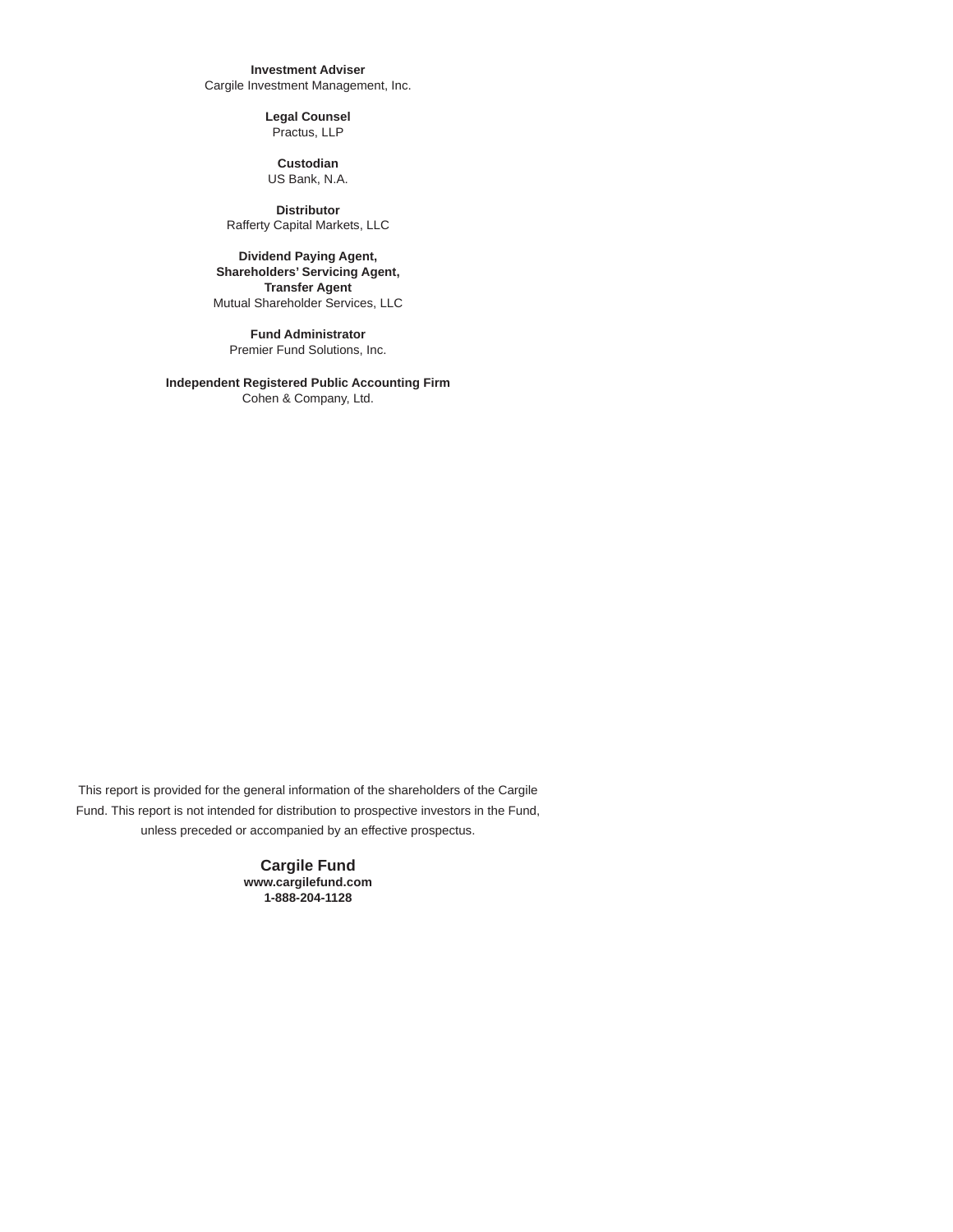**Investment Adviser**
Cargile Investment Management, Inc.

**Legal Counsel**
Practus, LLP

**Custodian**
US Bank, N.A.

**Distributor**
Rafferty Capital Markets, LLC

**Dividend Paying Agent,**
**Shareholders' Servicing Agent,**
**Transfer Agent**
Mutual Shareholder Services, LLC

**Fund Administrator**
Premier Fund Solutions, Inc.

**Independent Registered Public Accounting Firm**
Cohen & Company, Ltd.

This report is provided for the general information of the shareholders of the Cargile Fund. This report is not intended for distribution to prospective investors in the Fund, unless preceded or accompanied by an effective prospectus.

**Cargile Fund**
**www.cargilefund.com**
**1-888-204-1128**